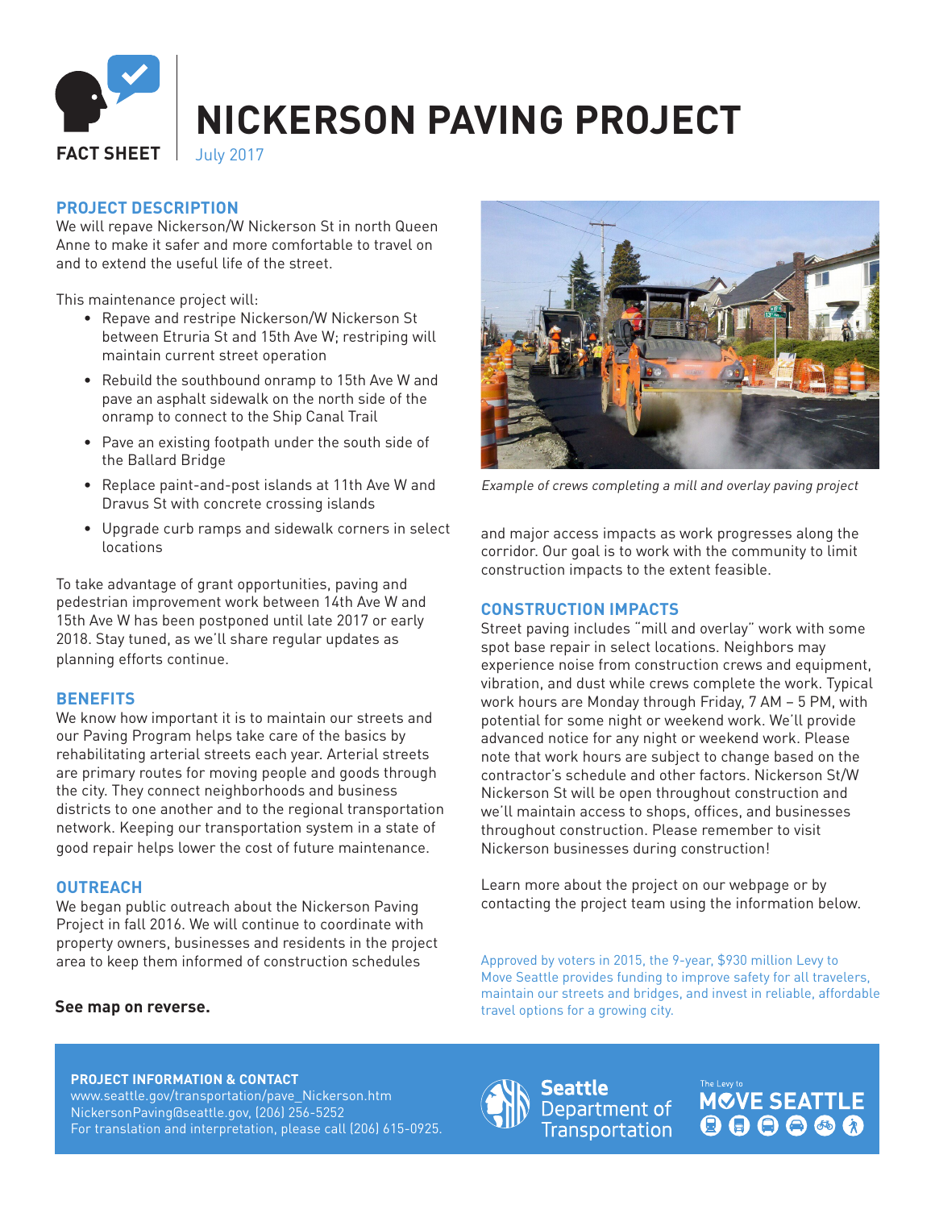FACT SHEET

# NICKERSON PAVING PROJECT

July 2017

## PROJECT DESCRIPTION

We will repave Nickerson/W Nickerson St in north Queen Anne to make it safer and more comfortable to travel on and to extend the useful life of the street.

This maintenance project will:

- Repave and restripe Nickerson/W Nickerson St between Etruria St and 15th Ave W; restriping will maintain current street operation
- Rebuild the southbound onramp to 15th Ave W and pave an asphalt sidewalk on the north side of the onramp to connect to the Ship Canal Trail
- Pave an existing footpath under the south side of the Ballard Bridge
- Replace paint-and-post islands at 11th Ave W and Dravus St with concrete crossing islands
- Upgrade curb ramps and sidewalk corners in select locations

To take advantage of grant opportunities, paving and pedestrian improvement work between 14th Ave W and 15th Ave W has been postponed until late 2017 or early 2018. Stay tuned, as we'll share regular updates as planning efforts continue.

## BENEFITS

We know how important it is to maintain our streets and our Paving Program helps take care of the basics by rehabilitating arterial streets each year. Arterial streets are primary routes for moving people and goods through the city. They connect neighborhoods and business districts to one another and to the regional transportation network. Keeping our transportation system in a state of good repair helps lower the cost of future maintenance.

## OUTREACH

We began public outreach about the Nickerson Paving Project in fall 2016. We will continue to coordinate with property owners, businesses and residents in the project area to keep them informed of construction schedules and major access impacts as work progresses along the corridor. Our goal is to work with the community to limit construction impacts to the extent feasible.

**See map on reverse.**

*Example of crews completing a mill and overlay paving project*

## CONSTRUCTION IMPACTS

Street paving includes "mill and overlay" work with some spot base repair in select locations. Neighbors may experience noise from construction crews and equipment, vibration, and dust while crews complete the work. Typical work hours are Monday through Friday, 7 AM – 5 PM, with potential for some night or weekend work. We'll provide advanced notice for any night or weekend work. Please note that work hours are subject to change based on the contractor's schedule and other factors. Nickerson St/W Nickerson St will be open throughout construction and we'll maintain access to shops, offices, and businesses throughout construction. Please remember to visit Nickerson businesses during construction!

Learn more about the project on our webpage or by contacting the project team using the information below.

Approved by voters in 2015, the 9-year, $930 million Levy to Move Seattle provides funding to improve safety for all travelers, maintain our streets and bridges, and invest in reliable, affordable travel options for a growing city.

**PROJECT INFORMATION & CONTACT**
www.seattle.gov/transportation/pave_Nickerson.htm
NickersonPaving@seattle.gov, (206) 256-5252
For translation and interpretation, please call (206) 615-0925.

Seattle Department of Transportation

The Levy to MOVE SEATTLE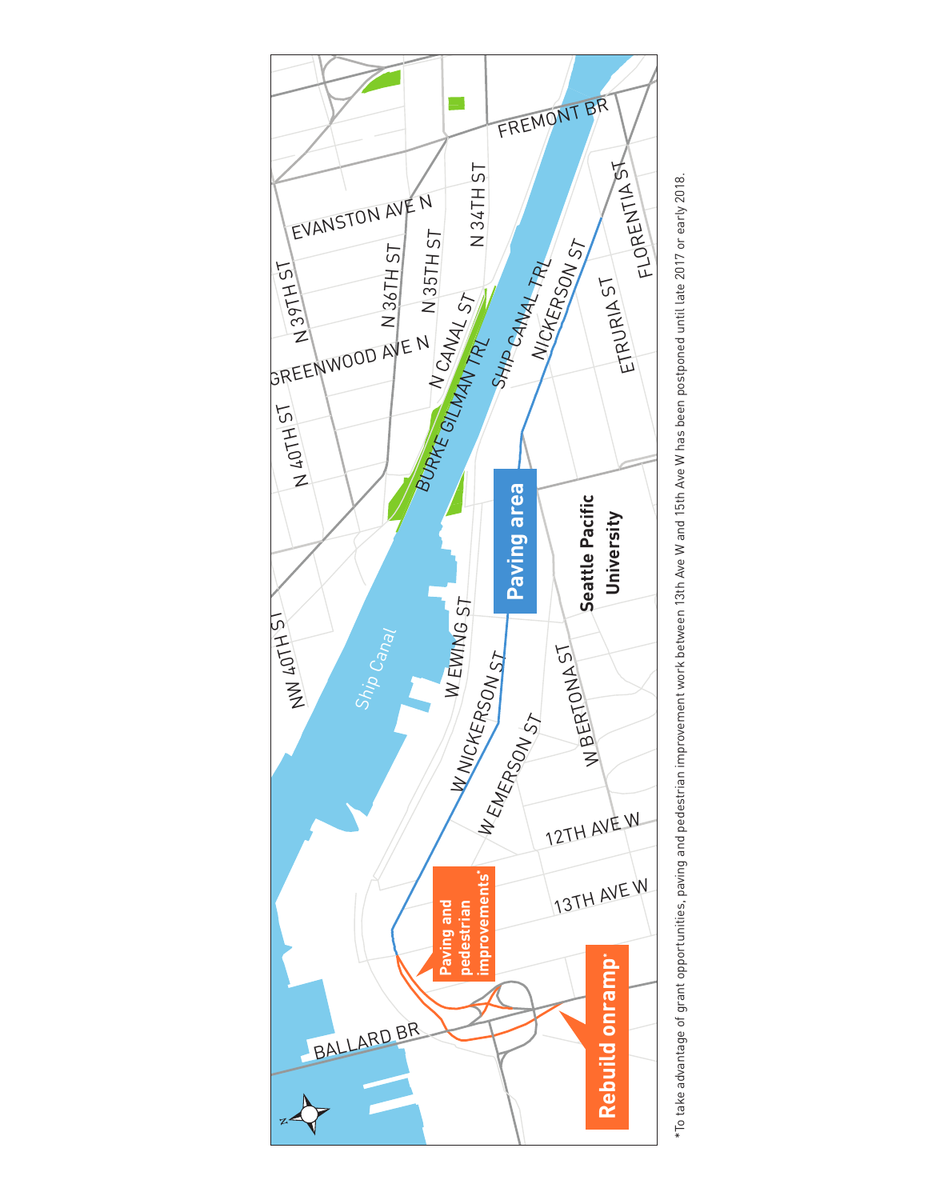FREMONT BR

EVANSTON AVE N

N 34TH ST

N 39TH ST

N 36TH ST

N 35TH ST

GREENWOOD AVE N

N CANAL ST

BURKE GILMAN TRL

SHIP CANAL TRL

NICKERSON ST

ETRURIA ST

FLORENTIA ST

N 40TH ST

Paving area

Seattle Pacific University

NW 40TH ST

Ship Canal

W EWING ST

W NICKERSON ST

W BERTONA ST

W EMERSON ST

12TH AVE W

13TH AVE W

Paving and pedestrian improvements*

Rebuild onramp

BALLARD BR

N

*To take advantage of grant opportunities, paving and pedestrian improvement work between 13th Ave W and 15th Ave W has been postponed until late 2017 or early 2018.